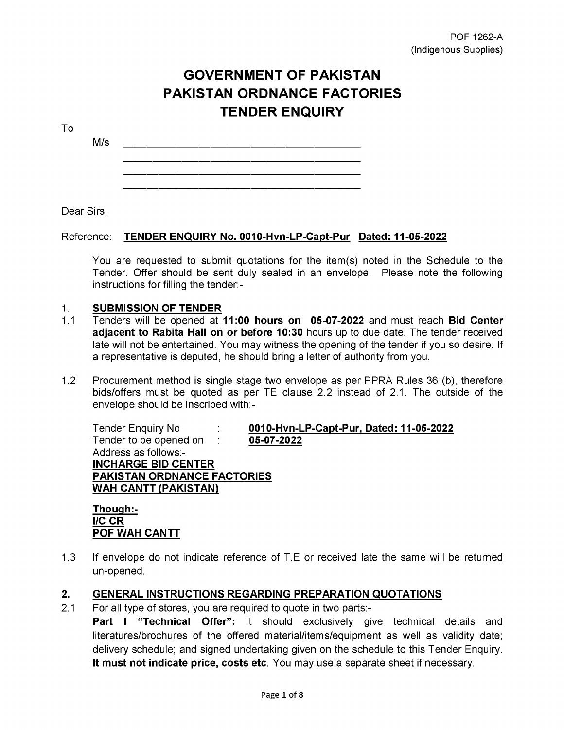POF 1262-A
(Indigenous Supplies)

# GOVERNMENT OF PAKISTAN
# PAKISTAN ORDNANCE FACTORIES
# TENDER ENQUIRY

To

M/s ________________________________________
________________________________________
________________________________________
________________________________________

Dear Sirs,

Reference: **TENDER ENQUIRY No. 0010-Hvn-LP-Capt-Pur Dated: 11-05-2022**

You are requested to submit quotations for the item(s) noted in the Schedule to the Tender. Offer should be sent duly sealed in an envelope. Please note the following instructions for filling the tender:-

## 1. SUBMISSION OF TENDER

1.1 Tenders will be opened at **11:00 hours on 05-07-2022** and must reach **Bid Center adjacent to Rabita Hall on or before 10:30** hours up to due date. The tender received late will not be entertained. You may witness the opening of the tender if you so desire. If a representative is deputed, he should bring a letter of authority from you.

1.2 Procurement method is single stage two envelope as per PPRA Rules 36 (b), therefore bids/offers must be quoted as per TE clause 2.2 instead of 2.1. The outside of the envelope should be inscribed with:-

Tender Enquiry No : **0010-Hvn-LP-Capt-Pur, Dated: 11-05-2022**
Tender to be opened on : **05-07-2022**
Address as follows:-
**INCHARGE BID CENTER**
**PAKISTAN ORDNANCE FACTORIES**
**WAH CANTT (PAKISTAN)**

**Though:-**
**I/C CR**
**POF WAH CANTT**

1.3 If envelope do not indicate reference of T.E or received late the same will be returned un-opened.

## 2. GENERAL INSTRUCTIONS REGARDING PREPARATION QUOTATIONS

2.1 For all type of stores, you are required to quote in two parts:-
**Part I "Technical Offer":** It should exclusively give technical details and literatures/brochures of the offered material/items/equipment as well as validity date; delivery schedule; and signed undertaking given on the schedule to this Tender Enquiry. **It must not indicate price, costs etc**. You may use a separate sheet if necessary.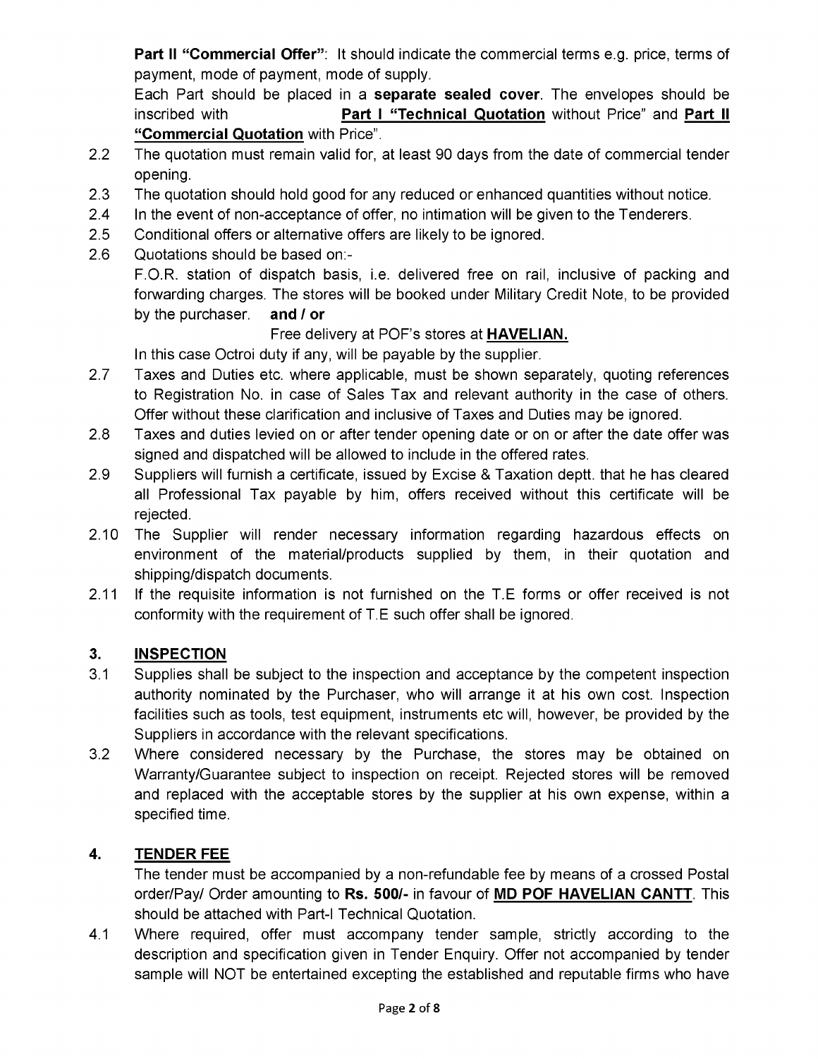**Part II "Commercial Offer"**: It should indicate the commercial terms e.g. price, terms of payment, mode of payment, mode of supply.

Each Part should be placed in a **separate sealed cover**. The envelopes should be inscribed with **Part I "Technical Quotation** without Price" and **Part II "Commercial Quotation** with Price".

2.2 The quotation must remain valid for, at least 90 days from the date of commercial tender opening.

2.3 The quotation should hold good for any reduced or enhanced quantities without notice.

2.4 In the event of non-acceptance of offer, no intimation will be given to the Tenderers.

2.5 Conditional offers or alternative offers are likely to be ignored.

2.6 Quotations should be based on:-

F.O.R. station of dispatch basis, i.e. delivered free on rail, inclusive of packing and forwarding charges. The stores will be booked under Military Credit Note, to be provided by the purchaser. **and / or**

Free delivery at POF's stores at **HAVELIAN.**

In this case Octroi duty if any, will be payable by the supplier.

2.7 Taxes and Duties etc. where applicable, must be shown separately, quoting references to Registration No. in case of Sales Tax and relevant authority in the case of others. Offer without these clarification and inclusive of Taxes and Duties may be ignored.

2.8 Taxes and duties levied on or after tender opening date or on or after the date offer was signed and dispatched will be allowed to include in the offered rates.

2.9 Suppliers will furnish a certificate, issued by Excise & Taxation deptt. that he has cleared all Professional Tax payable by him, offers received without this certificate will be rejected.

2.10 The Supplier will render necessary information regarding hazardous effects on environment of the material/products supplied by them, in their quotation and shipping/dispatch documents.

2.11 If the requisite information is not furnished on the T.E forms or offer received is not conformity with the requirement of T.E such offer shall be ignored.

## 3. INSPECTION

3.1 Supplies shall be subject to the inspection and acceptance by the competent inspection authority nominated by the Purchaser, who will arrange it at his own cost. Inspection facilities such as tools, test equipment, instruments etc will, however, be provided by the Suppliers in accordance with the relevant specifications.

3.2 Where considered necessary by the Purchase, the stores may be obtained on Warranty/Guarantee subject to inspection on receipt. Rejected stores will be removed and replaced with the acceptable stores by the supplier at his own expense, within a specified time.

## 4. TENDER FEE

The tender must be accompanied by a non-refundable fee by means of a crossed Postal order/Pay/ Order amounting to **Rs. 500/-** in favour of **MD POF HAVELIAN CANTT**. This should be attached with Part-I Technical Quotation.

4.1 Where required, offer must accompany tender sample, strictly according to the description and specification given in Tender Enquiry. Offer not accompanied by tender sample will NOT be entertained excepting the established and reputable firms who have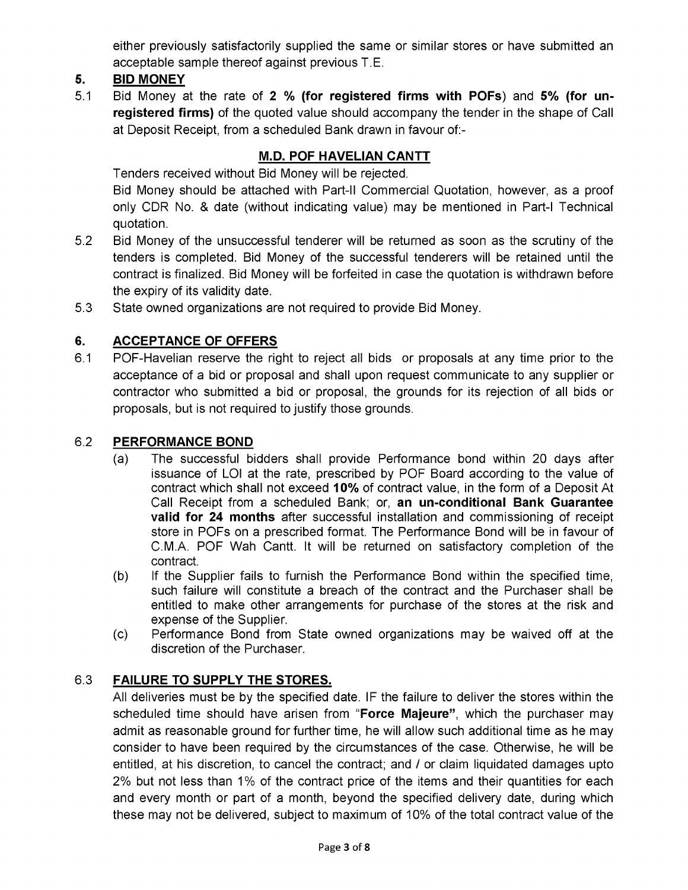either previously satisfactorily supplied the same or similar stores or have submitted an acceptable sample thereof against previous T.E.

## 5. BID MONEY

5.1 Bid Money at the rate of **2 % (for registered firms with POFs)** and **5% (for un-registered firms)** of the quoted value should accompany the tender in the shape of Call at Deposit Receipt, from a scheduled Bank drawn in favour of:-

**M.D. POF HAVELIAN CANTT**

Tenders received without Bid Money will be rejected.

Bid Money should be attached with Part-II Commercial Quotation, however, as a proof only CDR No. & date (without indicating value) may be mentioned in Part-I Technical quotation.

5.2 Bid Money of the unsuccessful tenderer will be returned as soon as the scrutiny of the tenders is completed. Bid Money of the successful tenderers will be retained until the contract is finalized. Bid Money will be forfeited in case the quotation is withdrawn before the expiry of its validity date.

5.3 State owned organizations are not required to provide Bid Money.

## 6. ACCEPTANCE OF OFFERS

6.1 POF-Havelian reserve the right to reject all bids or proposals at any time prior to the acceptance of a bid or proposal and shall upon request communicate to any supplier or contractor who submitted a bid or proposal, the grounds for its rejection of all bids or proposals, but is not required to justify those grounds.

### 6.2 PERFORMANCE BOND

(a) The successful bidders shall provide Performance bond within 20 days after issuance of LOI at the rate, prescribed by POF Board according to the value of contract which shall not exceed **10%** of contract value, in the form of a Deposit At Call Receipt from a scheduled Bank; or, **an un-conditional Bank Guarantee valid for 24 months** after successful installation and commissioning of receipt store in POFs on a prescribed format. The Performance Bond will be in favour of C.M.A. POF Wah Cantt. It will be returned on satisfactory completion of the contract.

(b) If the Supplier fails to furnish the Performance Bond within the specified time, such failure will constitute a breach of the contract and the Purchaser shall be entitled to make other arrangements for purchase of the stores at the risk and expense of the Supplier.

(c) Performance Bond from State owned organizations may be waived off at the discretion of the Purchaser.

### 6.3 FAILURE TO SUPPLY THE STORES.

All deliveries must be by the specified date. IF the failure to deliver the stores within the scheduled time should have arisen from "**Force Majeure**", which the purchaser may admit as reasonable ground for further time, he will allow such additional time as he may consider to have been required by the circumstances of the case. Otherwise, he will be entitled, at his discretion, to cancel the contract; and / or claim liquidated damages upto 2% but not less than 1% of the contract price of the items and their quantities for each and every month or part of a month, beyond the specified delivery date, during which these may not be delivered, subject to maximum of 10% of the total contract value of the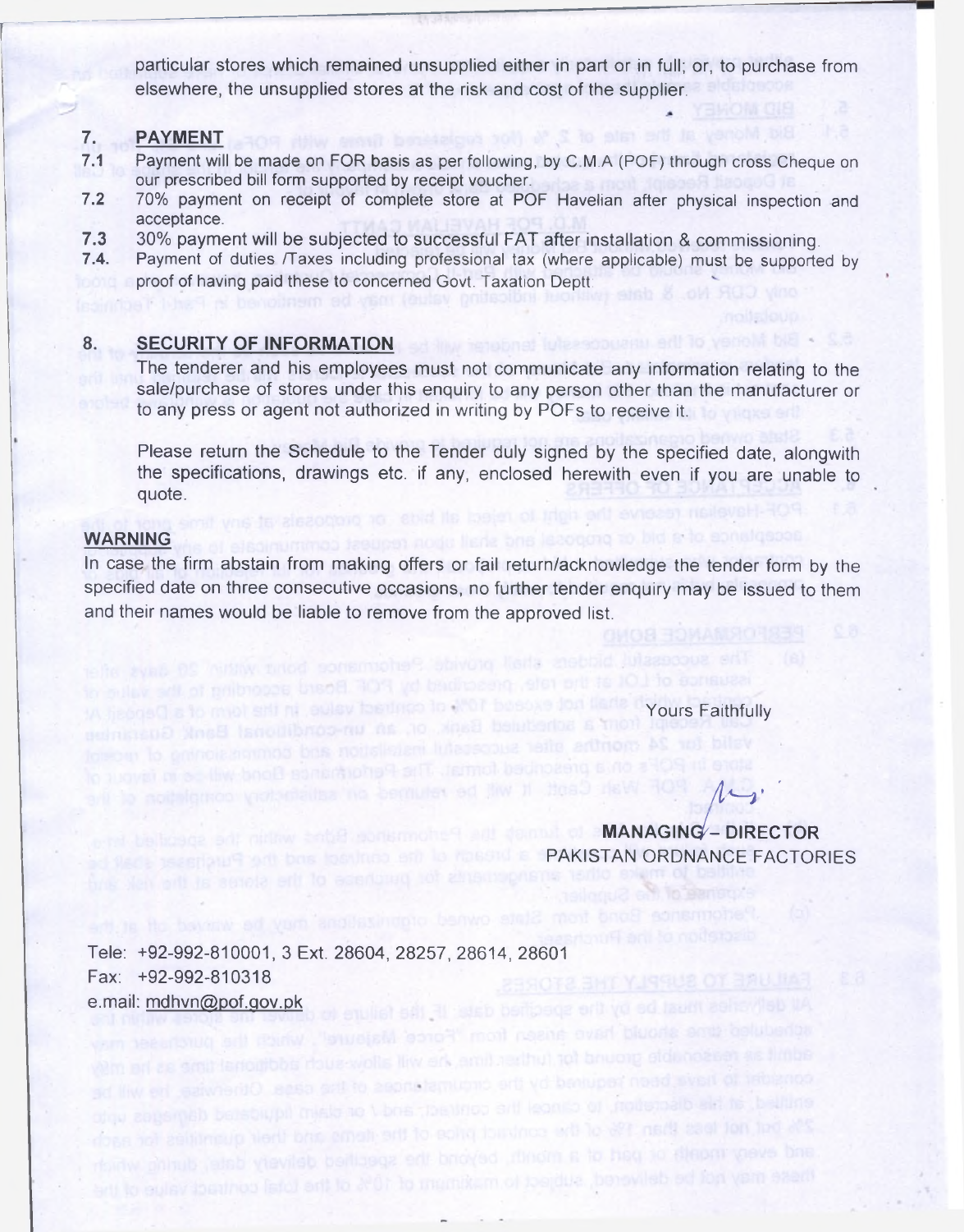particular stores which remained unsupplied either in part or in full; or, to purchase from elsewhere, the unsupplied stores at the risk and cost of the supplier.

7. **PAYMENT**

7.1 Payment will be made on FOR basis as per following, by C.M.A (POF) through cross Cheque on our prescribed bill form supported by receipt voucher.

7.2 70% payment on receipt of complete store at POF Havelian after physical inspection and acceptance.

7.3 30% payment will be subjected to successful FAT after installation & commissioning.

7.4. Payment of duties /Taxes including professional tax (where applicable) must be supported by proof of having paid these to concerned Govt. Taxation Deptt

8. **SECURITY OF INFORMATION**

The tenderer and his employees must not communicate any information relating to the sale/purchase of stores under this enquiry to any person other than the manufacturer or to any press or agent not authorized in writing by POFs to receive it.

Please return the Schedule to the Tender duly signed by the specified date, alongwith the specifications, drawings etc. if any, enclosed herewith even if you are unable to quote.

**WARNING**

In case the firm abstain from making offers or fail return/acknowledge the tender form by the specified date on three consecutive occasions, no further tender enquiry may be issued to them and their names would be liable to remove from the approved list.

Yours Faithfully

**MANAGING – DIRECTOR**
**PAKISTAN ORDNANCE FACTORIES**

Tele: +92-992-810001, 3 Ext. 28604, 28257, 28614, 28601
Fax: +92-992-810318
e.mail: mdhvn@pof.gov.pk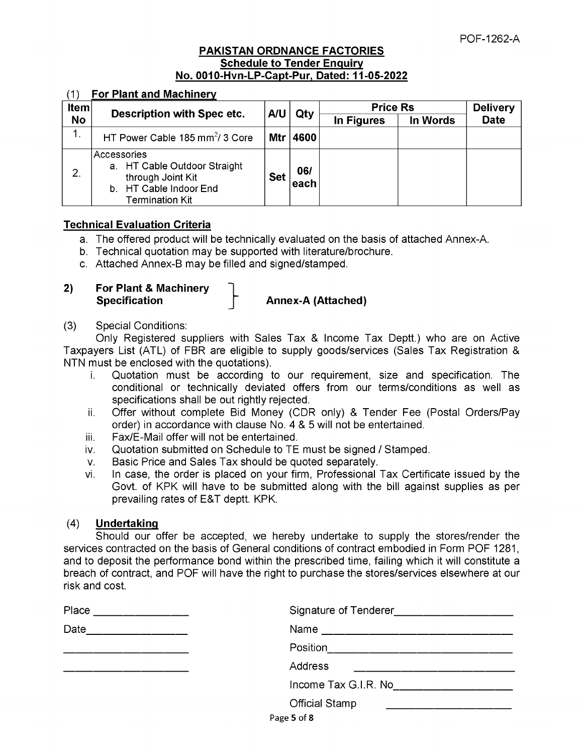POF-1262-A

# PAKISTAN ORDNANCE FACTORIES

## Schedule to Tender Enquiry

## No. 0010-Hvn-LP-Capt-Pur, Dated: 11-05-2022

(1) **For Plant and Machinery**

| Item No | Description with Spec etc. | A/U | Qty | Price Rs | | Delivery Date |
|---|---|---|---|---|---|---|
| | | | | In Figures | In Words | |
| 1. | HT Power Cable 185 mm$^2$/ 3 Core | Mtr | 4600 | | | |
| 2. | Accessories<br>a. HT Cable Outdoor Straight through Joint Kit<br>b. HT Cable Indoor End Termination Kit | Set | 06/ each | | | |

**Technical Evaluation Criteria**

a. The offered product will be technically evaluated on the basis of attached Annex-A.
b. Technical quotation may be supported with literature/brochure.
c. Attached Annex-B may be filled and signed/stamped.

**2) For Plant & Machinery Specification** } **Annex-A (Attached)**

(3) Special Conditions:

Only Registered suppliers with Sales Tax & Income Tax Deptt.) who are on Active Taxpayers List (ATL) of FBR are eligible to supply goods/services (Sales Tax Registration & NTN must be enclosed with the quotations).

i. Quotation must be according to our requirement, size and specification. The conditional or technically deviated offers from our terms/conditions as well as specifications shall be out rightly rejected.
ii. Offer without complete Bid Money (CDR only) & Tender Fee (Postal Orders/Pay order) in accordance with clause No. 4 & 5 will not be entertained.
iii. Fax/E-Mail offer will not be entertained.
iv. Quotation submitted on Schedule to TE must be signed / Stamped.
v. Basic Price and Sales Tax should be quoted separately.
vi. In case, the order is placed on your firm, Professional Tax Certificate issued by the Govt. of KPK will have to be submitted along with the bill against supplies as per prevailing rates of E&T deptt. KPK.

(4) **Undertaking**

Should our offer be accepted, we hereby undertake to supply the stores/render the services contracted on the basis of General conditions of contract embodied in Form POF 1281, and to deposit the performance bond within the prescribed time, failing which it will constitute a breach of contract, and POF will have the right to purchase the stores/services elsewhere at our risk and cost.

Place ________________ Signature of Tenderer____________________

Date_________________ Name ________________________________

_____________________ Position______________________________

_____________________ Address ___________________________

Income Tax G.I.R. No____________________

Official Stamp ____________________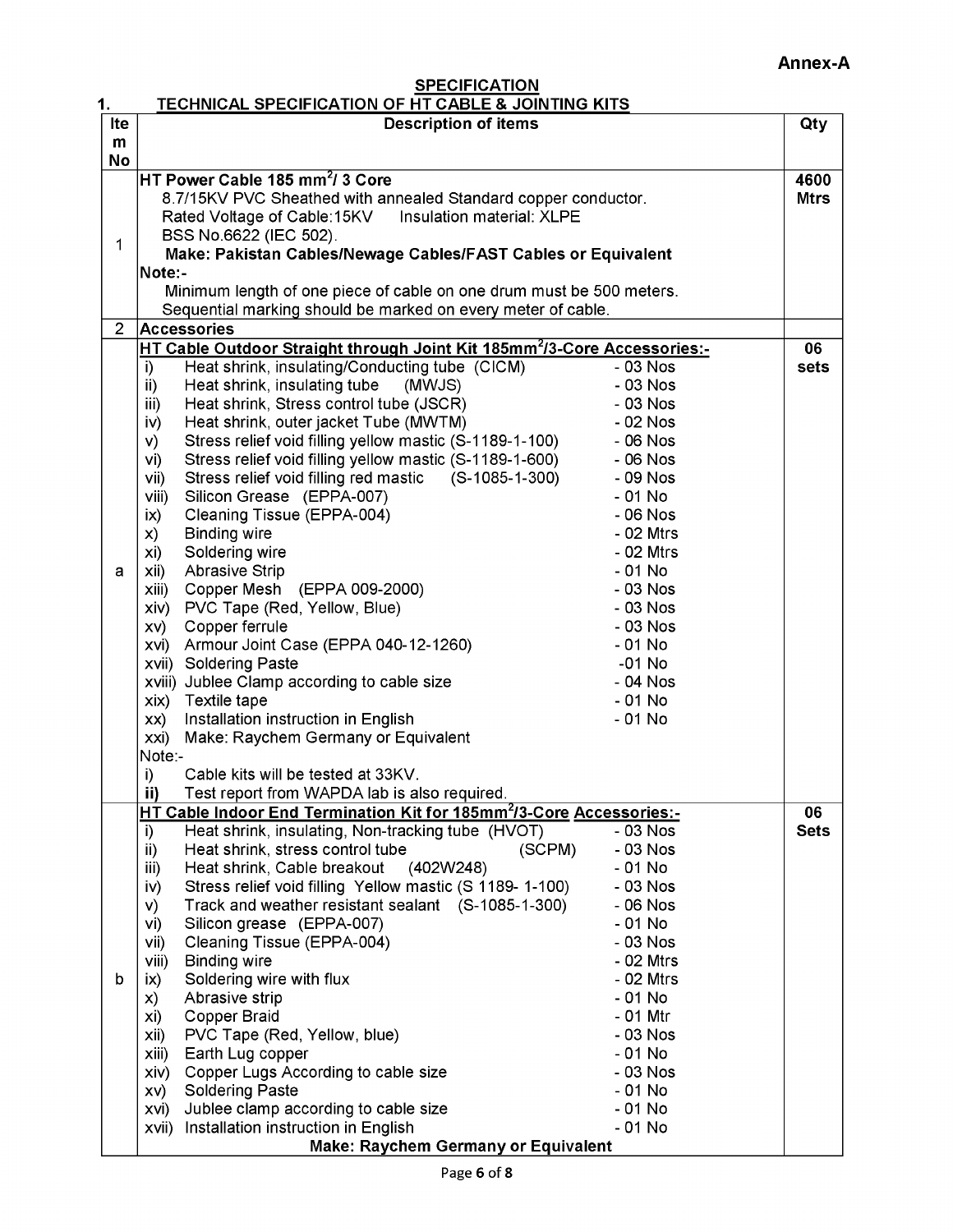**Annex-A**

## SPECIFICATION

### 1. TECHNICAL SPECIFICATION OF HT CABLE & JOINTING KITS

| Item No | Description of items | Qty |
|---|---|---|
| 1 | **HT Power Cable 185 mm²/ 3 Core**<br>8.7/15KV PVC Sheathed with annealed Standard copper conductor.<br>Rated Voltage of Cable:15KV Insulation material: XLPE<br>BSS No.6622 (IEC 502).<br>**Make: Pakistan Cables/Newage Cables/FAST Cables or Equivalent**<br>**Note:-**<br>Minimum length of one piece of cable on one drum must be 500 meters.<br>Sequential marking should be marked on every meter of cable. | **4600 Mtrs** |
| 2 | **Accessories** | |
| a | **HT Cable Outdoor Straight through Joint Kit 185mm²/3-Core Accessories:-**<br>i) Heat shrink, insulating/Conducting tube (CICM) - 03 Nos<br>ii) Heat shrink, insulating tube (MWJS) - 03 Nos<br>iii) Heat shrink, Stress control tube (JSCR) - 03 Nos<br>iv) Heat shrink, outer jacket Tube (MWTM) - 02 Nos<br>v) Stress relief void filling yellow mastic (S-1189-1-100) - 06 Nos<br>vi) Stress relief void filling yellow mastic (S-1189-1-600) - 06 Nos<br>vii) Stress relief void filling red mastic (S-1085-1-300) - 09 Nos<br>viii) Silicon Grease (EPPA-007) - 01 No<br>ix) Cleaning Tissue (EPPA-004) - 06 Nos<br>x) Binding wire - 02 Mtrs<br>xi) Soldering wire - 02 Mtrs<br>xii) Abrasive Strip - 01 No<br>xiii) Copper Mesh (EPPA 009-2000) - 03 Nos<br>xiv) PVC Tape (Red, Yellow, Blue) - 03 Nos<br>xv) Copper ferrule - 03 Nos<br>xvi) Armour Joint Case (EPPA 040-12-1260) - 01 No<br>xvii) Soldering Paste -01 No<br>xviii) Jublee Clamp according to cable size - 04 Nos<br>xix) Textile tape - 01 No<br>xx) Installation instruction in English - 01 No<br>xxi) Make: Raychem Germany or Equivalent<br>Note:-<br>i) Cable kits will be tested at 33KV.<br>**ii)** Test report from WAPDA lab is also required. | **06 sets** |
| b | **HT Cable Indoor End Termination Kit for 185mm²/3-Core Accessories:-**<br>i) Heat shrink, insulating, Non-tracking tube (HVOT) - 03 Nos<br>ii) Heat shrink, stress control tube (SCPM) - 03 Nos<br>iii) Heat shrink, Cable breakout (402W248) - 01 No<br>iv) Stress relief void filling Yellow mastic (S 1189- 1-100) - 03 Nos<br>v) Track and weather resistant sealant (S-1085-1-300) - 06 Nos<br>vi) Silicon grease (EPPA-007) - 01 No<br>vii) Cleaning Tissue (EPPA-004) - 03 Nos<br>viii) Binding wire - 02 Mtrs<br>ix) Soldering wire with flux - 02 Mtrs<br>x) Abrasive strip - 01 No<br>xi) Copper Braid - 01 Mtr<br>xii) PVC Tape (Red, Yellow, blue) - 03 Nos<br>xiii) Earth Lug copper - 01 No<br>xiv) Copper Lugs According to cable size - 03 Nos<br>xv) Soldering Paste - 01 No<br>xvi) Jublee clamp according to cable size - 01 No<br>xvii) Installation instruction in English - 01 No<br>**Make: Raychem Germany or Equivalent** | **06 Sets** |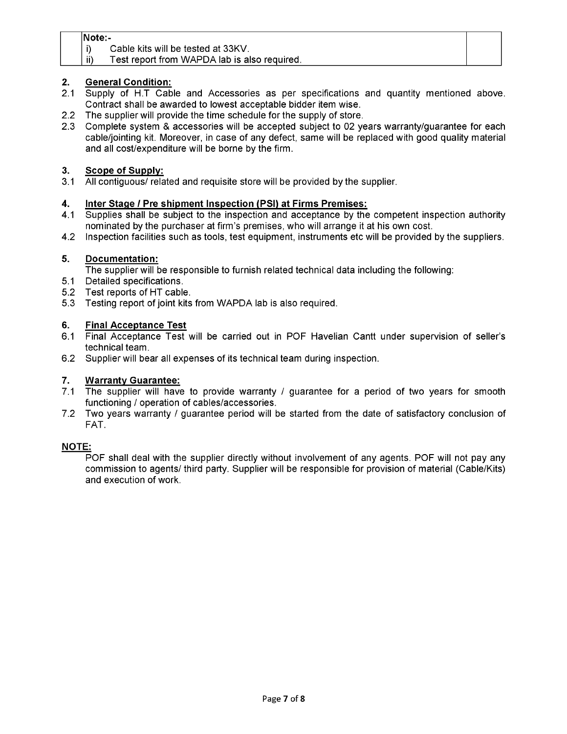| | Note:- <br> i) Cable kits will be tested at 33KV. <br> ii) Test report from WAPDA lab is also required. | |
|---|---|---|

**2. General Condition:**

2.1 Supply of H.T Cable and Accessories as per specifications and quantity mentioned above. Contract shall be awarded to lowest acceptable bidder item wise.

2.2 The supplier will provide the time schedule for the supply of store.

2.3 Complete system & accessories will be accepted subject to 02 years warranty/guarantee for each cable/jointing kit. Moreover, in case of any defect, same will be replaced with good quality material and all cost/expenditure will be borne by the firm.

**3. Scope of Supply:**

3.1 All contiguous/ related and requisite store will be provided by the supplier.

**4. Inter Stage / Pre shipment Inspection (PSI) at Firms Premises:**

4.1 Supplies shall be subject to the inspection and acceptance by the competent inspection authority nominated by the purchaser at firm's premises, who will arrange it at his own cost.

4.2 Inspection facilities such as tools, test equipment, instruments etc will be provided by the suppliers.

**5. Documentation:**

The supplier will be responsible to furnish related technical data including the following:

5.1 Detailed specifications.

5.2 Test reports of HT cable.

5.3 Testing report of joint kits from WAPDA lab is also required.

**6. Final Acceptance Test**

6.1 Final Acceptance Test will be carried out in POF Havelian Cantt under supervision of seller's technical team.

6.2 Supplier will bear all expenses of its technical team during inspection.

**7. Warranty Guarantee:**

7.1 The supplier will have to provide warranty / guarantee for a period of two years for smooth functioning / operation of cables/accessories.

7.2 Two years warranty / guarantee period will be started from the date of satisfactory conclusion of FAT.

**NOTE:**

POF shall deal with the supplier directly without involvement of any agents. POF will not pay any commission to agents/ third party. Supplier will be responsible for provision of material (Cable/Kits) and execution of work.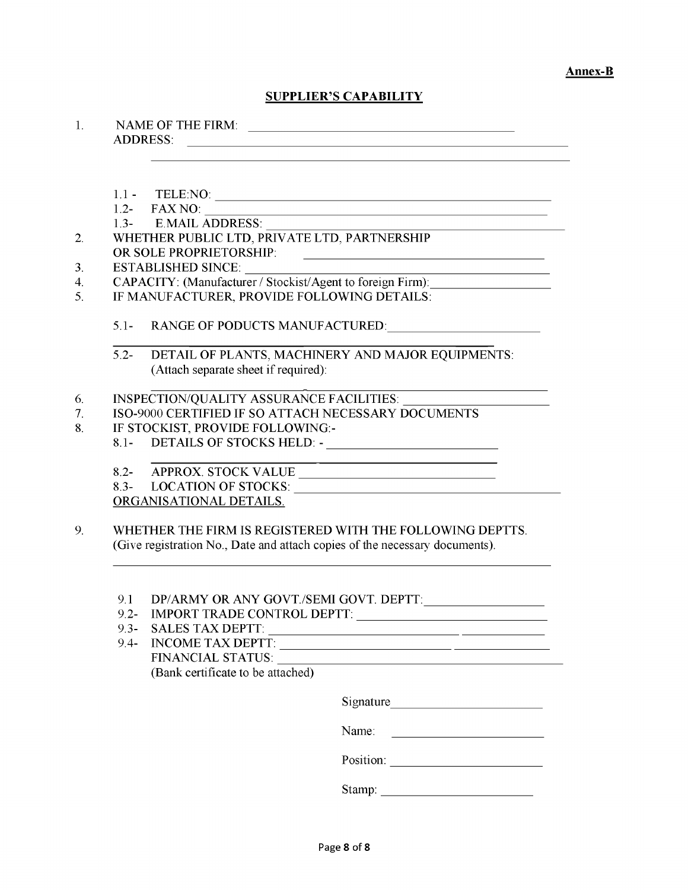**Annex-B**

# SUPPLIER'S CAPABILITY

1. NAME OF THE FIRM: ____________________
   ADDRESS: ____________________
   ____________________

   1.1 - TELE:NO: ____________________
   1.2- FAX NO: ____________________
   1.3- E.MAIL ADDRESS: ____________________
2. WHETHER PUBLIC LTD, PRIVATE LTD, PARTNERSHIP OR SOLE PROPRIETORSHIP: ____________________
3. ESTABLISHED SINCE: ____________________
4. CAPACITY: (Manufacturer / Stockist/Agent to foreign Firm): ____________________
5. IF MANUFACTURER, PROVIDE FOLLOWING DETAILS:

   5.1- RANGE OF PODUCTS MANUFACTURED: ____________________
   ____________________
   5.2- DETAIL OF PLANTS, MACHINERY AND MAJOR EQUIPMENTS: (Attach separate sheet if required):
   ____________________
6. INSPECTION/QUALITY ASSURANCE FACILITIES: ____________________
7. ISO-9000 CERTIFIED IF SO ATTACH NECESSARY DOCUMENTS
8. IF STOCKIST, PROVIDE FOLLOWING:-
   8.1- DETAILS OF STOCKS HELD: - ____________________
   ____________________
   8.2- APPROX. STOCK VALUE ____________________
   8.3- LOCATION OF STOCKS: ____________________

   ORGANISATIONAL DETAILS.

9. WHETHER THE FIRM IS REGISTERED WITH THE FOLLOWING DEPTTS. (Give registration No., Date and attach copies of the necessary documents).
   ____________________

   9.1 DP/ARMY OR ANY GOVT./SEMI GOVT. DEPTT: ____________________
   9.2- IMPORT TRADE CONTROL DEPTT: ____________________
   9.3- SALES TAX DEPTT: ____________________
   9.4- INCOME TAX DEPTT: ____________________
   FINANCIAL STATUS: ____________________
   (Bank certificate to be attached)

Signature ____________________

Name: ____________________

Position: ____________________

Stamp: ____________________